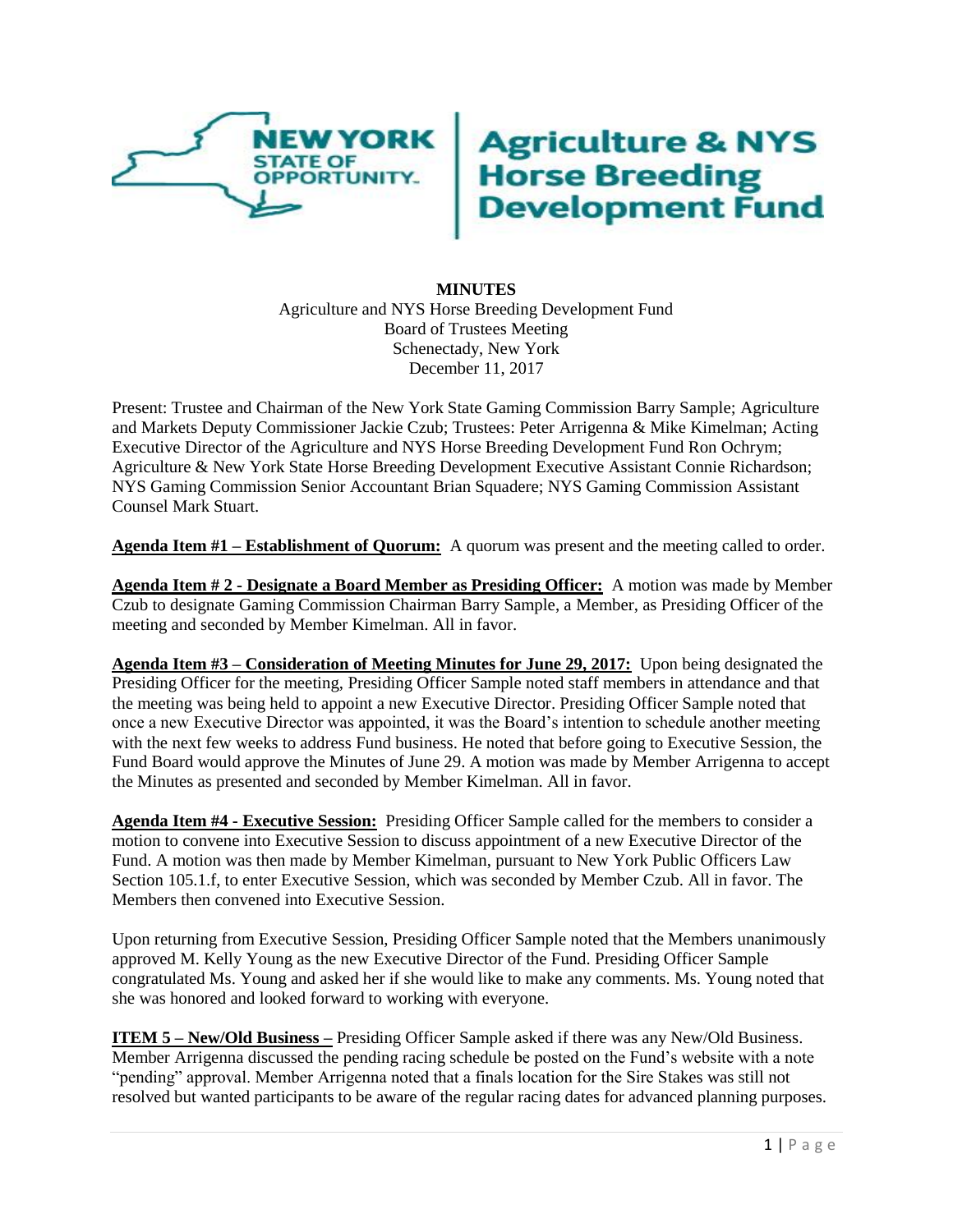**MINUTES**

Agriculture and NYS Horse Breeding Development Fund
Board of Trustees Meeting
Schenectady, New York
December 11, 2017

Present: Trustee and Chairman of the New York State Gaming Commission Barry Sample; Agriculture and Markets Deputy Commissioner Jackie Czub; Trustees: Peter Arrigenna & Mike Kimelman; Acting Executive Director of the Agriculture and NYS Horse Breeding Development Fund Ron Ochrym; Agriculture & New York State Horse Breeding Development Executive Assistant Connie Richardson; NYS Gaming Commission Senior Accountant Brian Squadere; NYS Gaming Commission Assistant Counsel Mark Stuart.

**Agenda Item #1 – Establishment of Quorum:** A quorum was present and the meeting called to order.

**Agenda Item # 2 - Designate a Board Member as Presiding Officer:** A motion was made by Member Czub to designate Gaming Commission Chairman Barry Sample, a Member, as Presiding Officer of the meeting and seconded by Member Kimelman. All in favor.

**Agenda Item #3 – Consideration of Meeting Minutes for June 29, 2017:** Upon being designated the Presiding Officer for the meeting, Presiding Officer Sample noted staff members in attendance and that the meeting was being held to appoint a new Executive Director. Presiding Officer Sample noted that once a new Executive Director was appointed, it was the Board's intention to schedule another meeting with the next few weeks to address Fund business. He noted that before going to Executive Session, the Fund Board would approve the Minutes of June 29. A motion was made by Member Arrigenna to accept the Minutes as presented and seconded by Member Kimelman. All in favor.

**Agenda Item #4 - Executive Session:** Presiding Officer Sample called for the members to consider a motion to convene into Executive Session to discuss appointment of a new Executive Director of the Fund. A motion was then made by Member Kimelman, pursuant to New York Public Officers Law Section 105.1.f, to enter Executive Session, which was seconded by Member Czub. All in favor. The Members then convened into Executive Session.

Upon returning from Executive Session, Presiding Officer Sample noted that the Members unanimously approved M. Kelly Young as the new Executive Director of the Fund. Presiding Officer Sample congratulated Ms. Young and asked her if she would like to make any comments. Ms. Young noted that she was honored and looked forward to working with everyone.

**ITEM 5 – New/Old Business –** Presiding Officer Sample asked if there was any New/Old Business. Member Arrigenna discussed the pending racing schedule be posted on the Fund's website with a note "pending" approval. Member Arrigenna noted that a finals location for the Sire Stakes was still not resolved but wanted participants to be aware of the regular racing dates for advanced planning purposes.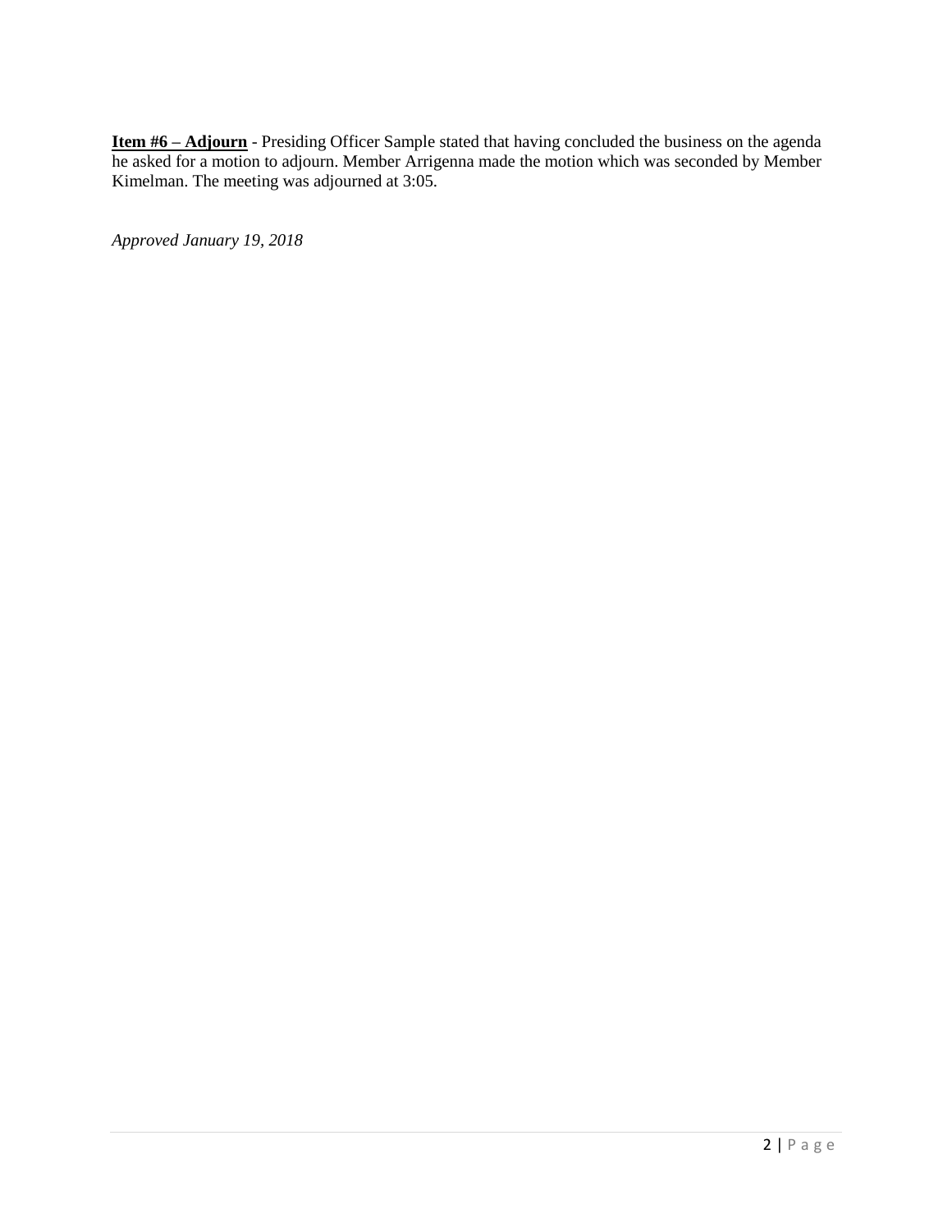**<u>Item #6 – Adjourn</u>** - Presiding Officer Sample stated that having concluded the business on the agenda he asked for a motion to adjourn. Member Arrigenna made the motion which was seconded by Member Kimelman. The meeting was adjourned at 3:05.

*Approved January 19, 2018*